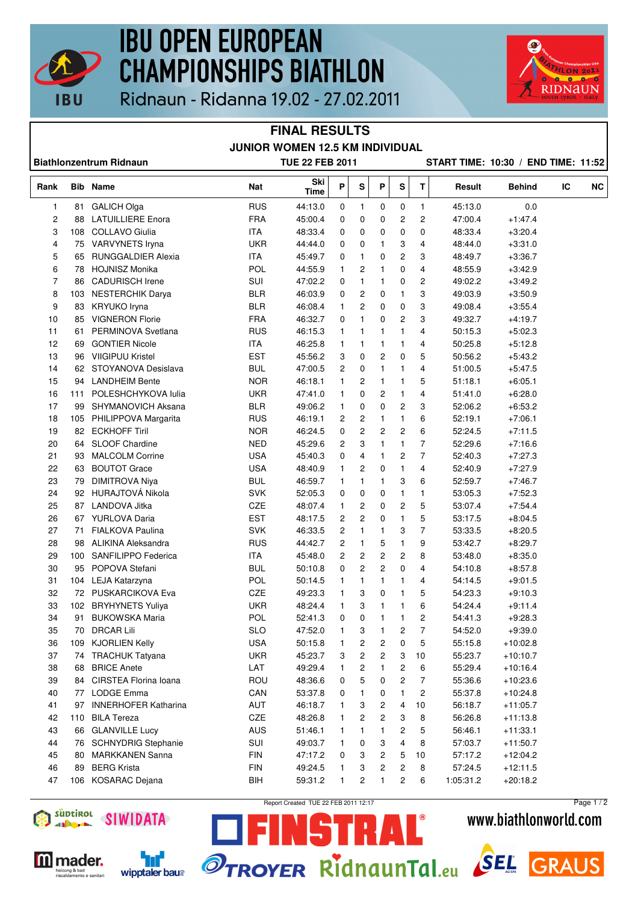# IBU OPEN EUROPEAN CHAMPIONSHIPS BIATHLON

Ridnaun - Ridanna 19.02 - 27.02.2011

## FINAL RESULTS

### JUNIOR WOMEN 12.5 KM INDIVIDUAL

**Biathlonzentrum Ridnaun** | **TUE 22 FEB 2011** | **START TIME: 10:30 / END TIME: 11:52**

| Rank | Bib | Name | Nat | Ski Time | P | S | P | S | T | Result | Behind | IC | NC |
|---|---|---|---|---|---|---|---|---|---|---|---|---|---|
| 1 | 81 | GALICH Olga | RUS | 44:13.0 | 0 | 1 | 0 | 0 | 1 | 45:13.0 | 0.0 | | |
| 2 | 88 | LATUILLIERE Enora | FRA | 45:00.4 | 0 | 0 | 0 | 2 | 2 | 47:00.4 | +1:47.4 | | |
| 3 | 108 | COLLAVO Giulia | ITA | 48:33.4 | 0 | 0 | 0 | 0 | 0 | 48:33.4 | +3:20.4 | | |
| 4 | 75 | VARVYNETS Iryna | UKR | 44:44.0 | 0 | 0 | 1 | 3 | 4 | 48:44.0 | +3:31.0 | | |
| 5 | 65 | RUNGGALDIER Alexia | ITA | 45:49.7 | 0 | 1 | 0 | 2 | 3 | 48:49.7 | +3:36.7 | | |
| 6 | 78 | HOJNISZ Monika | POL | 44:55.9 | 1 | 2 | 1 | 0 | 4 | 48:55.9 | +3:42.9 | | |
| 7 | 86 | CADURISCH Irene | SUI | 47:02.2 | 0 | 1 | 1 | 0 | 2 | 49:02.2 | +3:49.2 | | |
| 8 | 103 | NESTERCHIK Darya | BLR | 46:03.9 | 0 | 2 | 0 | 1 | 3 | 49:03.9 | +3:50.9 | | |
| 9 | 83 | KRYUKO Iryna | BLR | 46:08.4 | 1 | 2 | 0 | 0 | 3 | 49:08.4 | +3:55.4 | | |
| 10 | 85 | VIGNERON Florie | FRA | 46:32.7 | 0 | 1 | 0 | 2 | 3 | 49:32.7 | +4:19.7 | | |
| 11 | 61 | PERMINOVA Svetlana | RUS | 46:15.3 | 1 | 1 | 1 | 1 | 4 | 50:15.3 | +5:02.3 | | |
| 12 | 69 | GONTIER Nicole | ITA | 46:25.8 | 1 | 1 | 1 | 1 | 4 | 50:25.8 | +5:12.8 | | |
| 13 | 96 | VIIGIPUU Kristel | EST | 45:56.2 | 3 | 0 | 2 | 0 | 5 | 50:56.2 | +5:43.2 | | |
| 14 | 62 | STOYANOVA Desislava | BUL | 47:00.5 | 2 | 0 | 1 | 1 | 4 | 51:00.5 | +5:47.5 | | |
| 15 | 94 | LANDHEIM Bente | NOR | 46:18.1 | 1 | 2 | 1 | 1 | 5 | 51:18.1 | +6:05.1 | | |
| 16 | 111 | POLESHCHYKOVA Iulia | UKR | 47:41.0 | 1 | 0 | 2 | 1 | 4 | 51:41.0 | +6:28.0 | | |
| 17 | 99 | SHYMANOVICH Aksana | BLR | 49:06.2 | 1 | 0 | 0 | 2 | 3 | 52:06.2 | +6:53.2 | | |
| 18 | 105 | PHILIPPOVA Margarita | RUS | 46:19.1 | 2 | 2 | 1 | 1 | 6 | 52:19.1 | +7:06.1 | | |
| 19 | 82 | ECKHOFF Tiril | NOR | 46:24.5 | 0 | 2 | 2 | 2 | 6 | 52:24.5 | +7:11.5 | | |
| 20 | 64 | SLOOF Chardine | NED | 45:29.6 | 2 | 3 | 1 | 1 | 7 | 52:29.6 | +7:16.6 | | |
| 21 | 93 | MALCOLM Corrine | USA | 45:40.3 | 0 | 4 | 1 | 2 | 7 | 52:40.3 | +7:27.3 | | |
| 22 | 63 | BOUTOT Grace | USA | 48:40.9 | 1 | 2 | 0 | 1 | 4 | 52:40.9 | +7:27.9 | | |
| 23 | 79 | DIMITROVA Niya | BUL | 46:59.7 | 1 | 1 | 1 | 3 | 6 | 52:59.7 | +7:46.7 | | |
| 24 | 92 | HURAJTOVÁ Nikola | SVK | 52:05.3 | 0 | 0 | 0 | 1 | 1 | 53:05.3 | +7:52.3 | | |
| 25 | 87 | LANDOVA Jitka | CZE | 48:07.4 | 1 | 2 | 0 | 2 | 5 | 53:07.4 | +7:54.4 | | |
| 26 | 67 | YURLOVA Daria | EST | 48:17.5 | 2 | 2 | 0 | 1 | 5 | 53:17.5 | +8:04.5 | | |
| 27 | 71 | FIALKOVA Paulina | SVK | 46:33.5 | 2 | 1 | 1 | 3 | 7 | 53:33.5 | +8:20.5 | | |
| 28 | 98 | ALIKINA Aleksandra | RUS | 44:42.7 | 2 | 1 | 5 | 1 | 9 | 53:42.7 | +8:29.7 | | |
| 29 | 100 | SANFILIPPO Federica | ITA | 45:48.0 | 2 | 2 | 2 | 2 | 8 | 53:48.0 | +8:35.0 | | |
| 30 | 95 | POPOVA Stefani | BUL | 50:10.8 | 0 | 2 | 2 | 0 | 4 | 54:10.8 | +8:57.8 | | |
| 31 | 104 | LEJA Katarzyna | POL | 50:14.5 | 1 | 1 | 1 | 1 | 4 | 54:14.5 | +9:01.5 | | |
| 32 | 72 | PUSKARCIKOVA Eva | CZE | 49:23.3 | 1 | 3 | 0 | 1 | 5 | 54:23.3 | +9:10.3 | | |
| 33 | 102 | BRYHYNETS Yuliya | UKR | 48:24.4 | 1 | 3 | 1 | 1 | 6 | 54:24.4 | +9:11.4 | | |
| 34 | 91 | BUKOWSKA Maria | POL | 52:41.3 | 0 | 0 | 1 | 1 | 2 | 54:41.3 | +9:28.3 | | |
| 35 | 70 | DRCAR Lili | SLO | 47:52.0 | 1 | 3 | 1 | 2 | 7 | 54:52.0 | +9:39.0 | | |
| 36 | 109 | KJORLIEN Kelly | USA | 50:15.8 | 1 | 2 | 2 | 0 | 5 | 55:15.8 | +10:02.8 | | |
| 37 | 74 | TRACHUK Tatyana | UKR | 45:23.7 | 3 | 2 | 2 | 3 | 10 | 55:23.7 | +10:10.7 | | |
| 38 | 68 | BRICE Anete | LAT | 49:29.4 | 1 | 2 | 1 | 2 | 6 | 55:29.4 | +10:16.4 | | |
| 39 | 84 | CIRSTEA Florina Ioana | ROU | 48:36.6 | 0 | 5 | 0 | 2 | 7 | 55:36.6 | +10:23.6 | | |
| 40 | 77 | LODGE Emma | CAN | 53:37.8 | 0 | 1 | 0 | 1 | 2 | 55:37.8 | +10:24.8 | | |
| 41 | 97 | INNERHOFER Katharina | AUT | 46:18.7 | 1 | 3 | 2 | 4 | 10 | 56:18.7 | +11:05.7 | | |
| 42 | 110 | BILA Tereza | CZE | 48:26.8 | 1 | 2 | 2 | 3 | 8 | 56:26.8 | +11:13.8 | | |
| 43 | 66 | GLANVILLE Lucy | AUS | 51:46.1 | 1 | 1 | 1 | 2 | 5 | 56:46.1 | +11:33.1 | | |
| 44 | 76 | SCHNYDRIG Stephanie | SUI | 49:03.7 | 1 | 0 | 3 | 4 | 8 | 57:03.7 | +11:50.7 | | |
| 45 | 80 | MARKKANEN Sanna | FIN | 47:17.2 | 0 | 3 | 2 | 5 | 10 | 57:17.2 | +12:04.2 | | |
| 46 | 89 | BERG Krista | FIN | 49:24.5 | 1 | 3 | 2 | 2 | 8 | 57:24.5 | +12:11.5 | | |
| 47 | 106 | KOSARAC Dejana | BIH | 59:31.2 | 1 | 2 | 1 | 2 | 6 | 1:05:31.2 | +20:18.2 | | |

Report Created TUE 22 FEB 2011 12:17

www.biathlonworld.com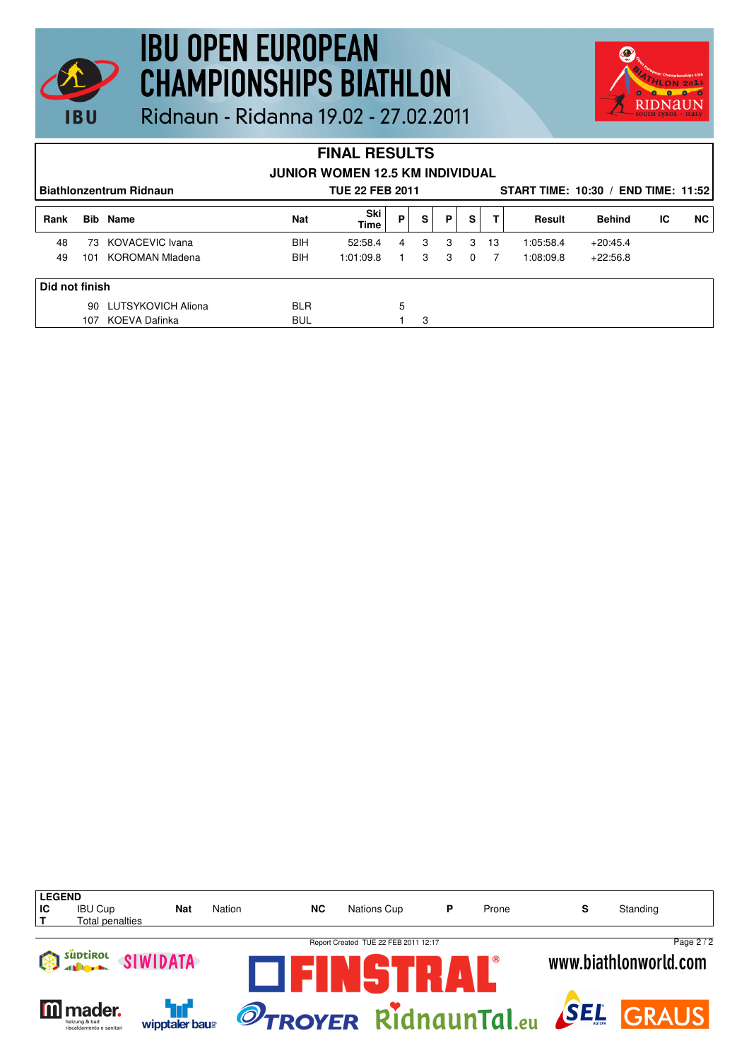# IBU OPEN EUROPEAN CHAMPIONSHIPS BIATHLON

Ridnaun - Ridanna 19.02 - 27.02.2011

## FINAL RESULTS

### JUNIOR WOMEN 12.5 KM INDIVIDUAL

**Biathlonzentrum Ridnaun** **TUE 22 FEB 2011** **START TIME: 10:30 / END TIME: 11:52**

| Rank | Bib | Name | Nat | Ski Time | P | S | P | S | T | Result | Behind | IC | NC |
|---|---|---|---|---|---|---|---|---|---|---|---|---|---|
| 48 | 73 | KOVACEVIC Ivana | BIH | 52:58.4 | 4 | 3 | 3 | 3 | 13 | 1:05:58.4 | +20:45.4 | | |
| 49 | 101 | KOROMAN Mladena | BIH | 1:01:09.8 | 1 | 3 | 3 | 0 | 7 | 1:08:09.8 | +22:56.8 | | |
| **Did not finish** | | | | | | | | | | | | | |
| | 90 | LUTSYKOVICH Aliona | BLR | | 5 | | | | | | | | |
| | 107 | KOEVA Dafinka | BUL | | 1 | 3 | | | | | | | |

**LEGEND**

| | | | | | | | | | |
|---|---|---|---|---|---|---|---|---|---|
| IC | IBU Cup | Nat | Nation | NC | Nations Cup | P | Prone | S | Standing |
| T | Total penalties | | | | | | | | |

Report Created TUE 22 FEB 2011 12:17

www.biathlonworld.com